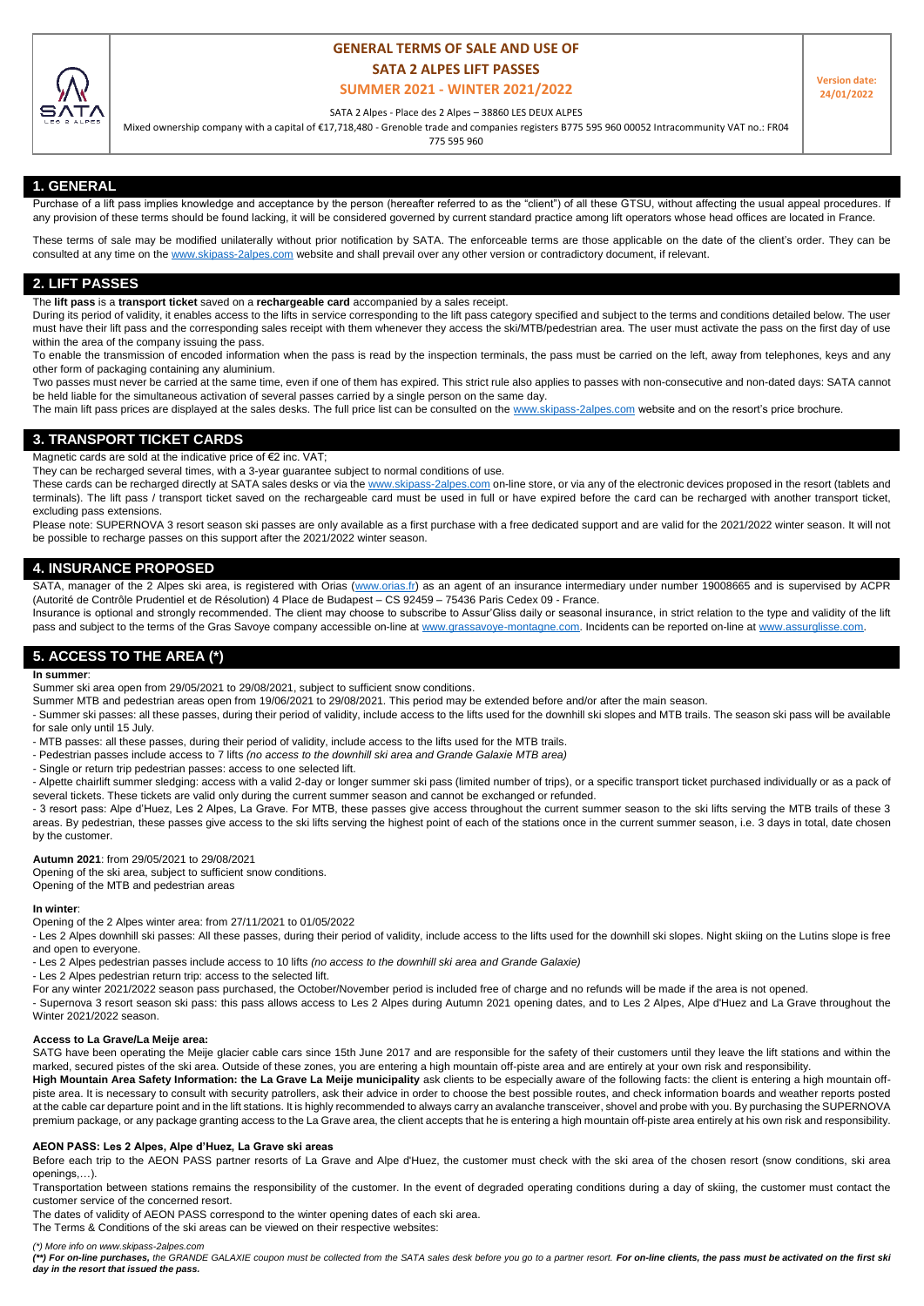# GENERAL TERMS OF SALE AND USE OF SATA 2 ALPES LIFT PASSES

## SUMMER 2021 - WINTER 2021/2022

**Version date: 24/01/2022**

SATA 2 Alpes - Place des 2 Alpes – 38860 LES DEUX ALPES

Mixed ownership company with a capital of €17,718,480 - Grenoble trade and companies registers B775 595 960 00052 Intracommunity VAT no.: FR04 775 595 960

## 1. GENERAL

Purchase of a lift pass implies knowledge and acceptance by the person (hereafter referred to as the "client") of all these GTSU, without affecting the usual appeal procedures. If any provision of these terms should be found lacking, it will be considered governed by current standard practice among lift operators whose head offices are located in France.

These terms of sale may be modified unilaterally without prior notification by SATA. The enforceable terms are those applicable on the date of the client's order. They can be consulted at any time on the www.skipass-2alpes.com website and shall prevail over any other version or contradictory document, if relevant.

## 2. LIFT PASSES

The **lift pass** is a **transport ticket** saved on a **rechargeable card** accompanied by a sales receipt.

During its period of validity, it enables access to the lifts in service corresponding to the lift pass category specified and subject to the terms and conditions detailed below. The user must have their lift pass and the corresponding sales receipt with them whenever they access the ski/MTB/pedestrian area. The user must activate the pass on the first day of use within the area of the company issuing the pass.

To enable the transmission of encoded information when the pass is read by the inspection terminals, the pass must be carried on the left, away from telephones, keys and any other form of packaging containing any aluminium.

Two passes must never be carried at the same time, even if one of them has expired. This strict rule also applies to passes with non-consecutive and non-dated days: SATA cannot be held liable for the simultaneous activation of several passes carried by a single person on the same day.

The main lift pass prices are displayed at the sales desks. The full price list can be consulted on the www.skipass-2alpes.com website and on the resort's price brochure.

## 3. TRANSPORT TICKET CARDS

Magnetic cards are sold at the indicative price of €2 inc. VAT;

They can be recharged several times, with a 3-year guarantee subject to normal conditions of use.

These cards can be recharged directly at SATA sales desks or via the www.skipass-2alpes.com on-line store, or via any of the electronic devices proposed in the resort (tablets and terminals). The lift pass / transport ticket saved on the rechargeable card must be used in full or have expired before the card can be recharged with another transport ticket, excluding pass extensions.

Please note: SUPERNOVA 3 resort season ski passes are only available as a first purchase with a free dedicated support and are valid for the 2021/2022 winter season. It will not be possible to recharge passes on this support after the 2021/2022 winter season.

## 4. INSURANCE PROPOSED

SATA, manager of the 2 Alpes ski area, is registered with Orias (www.orias.fr) as an agent of an insurance intermediary under number 19008665 and is supervised by ACPR (Autorité de Contrôle Prudentiel et de Résolution) 4 Place de Budapest – CS 92459 – 75436 Paris Cedex 09 - France.

Insurance is optional and strongly recommended. The client may choose to subscribe to Assur'Gliss daily or seasonal insurance, in strict relation to the type and validity of the lift pass and subject to the terms of the Gras Savoye company accessible on-line at www.grassavoye-montagne.com. Incidents can be reported on-line at www.assurglisse.com.

## 5. ACCESS TO THE AREA (*)

**In summer**:

Summer ski area open from 29/05/2021 to 29/08/2021, subject to sufficient snow conditions.

Summer MTB and pedestrian areas open from 19/06/2021 to 29/08/2021. This period may be extended before and/or after the main season.

- Summer ski passes: all these passes, during their period of validity, include access to the lifts used for the downhill ski slopes and MTB trails. The season ski pass will be available for sale only until 15 July.
- MTB passes: all these passes, during their period of validity, include access to the lifts used for the MTB trails.
- Pedestrian passes include access to 7 lifts *(no access to the downhill ski area and Grande Galaxie MTB area)*
- Single or return trip pedestrian passes: access to one selected lift.
- Alpette chairlift summer sledging: access with a valid 2-day or longer summer ski pass (limited number of trips), or a specific transport ticket purchased individually or as a pack of several tickets. These tickets are valid only during the current summer season and cannot be exchanged or refunded.
- 3 resort pass: Alpe d'Huez, Les 2 Alpes, La Grave. For MTB, these passes give access throughout the current summer season to the ski lifts serving the MTB trails of these 3 areas. By pedestrian, these passes give access to the ski lifts serving the highest point of each of the stations once in the current summer season, i.e. 3 days in total, date chosen by the customer.

**Autumn 2021**: from 29/05/2021 to 29/08/2021

Opening of the ski area, subject to sufficient snow conditions.

Opening of the MTB and pedestrian areas

**In winter**:

Opening of the 2 Alpes winter area: from 27/11/2021 to 01/05/2022

- Les 2 Alpes downhill ski passes: All these passes, during their period of validity, include access to the lifts used for the downhill ski slopes. Night skiing on the Lutins slope is free and open to everyone.
- Les 2 Alpes pedestrian passes include access to 10 lifts *(no access to the downhill ski area and Grande Galaxie)*
- Les 2 Alpes pedestrian return trip: access to the selected lift.

For any winter 2021/2022 season pass purchased, the October/November period is included free of charge and no refunds will be made if the area is not opened.

- Supernova 3 resort season ski pass: this pass allows access to Les 2 Alpes during Autumn 2021 opening dates, and to Les 2 Alpes, Alpe d'Huez and La Grave throughout the Winter 2021/2022 season.

**Access to La Grave/La Meije area:**

SATG have been operating the Meije glacier cable cars since 15th June 2017 and are responsible for the safety of their customers until they leave the lift stations and within the marked, secured pistes of the ski area. Outside of these zones, you are entering a high mountain off-piste area and are entirely at your own risk and responsibility.

**High Mountain Area Safety Information: the La Grave La Meije municipality** ask clients to be especially aware of the following facts: the client is entering a high mountain off-piste area. It is necessary to consult with security patrollers, ask their advice in order to choose the best possible routes, and check information boards and weather reports posted at the cable car departure point and in the lift stations. It is highly recommended to always carry an avalanche transceiver, shovel and probe with you. By purchasing the SUPERNOVA premium package, or any package granting access to the La Grave area, the client accepts that he is entering a high mountain off-piste area entirely at his own risk and responsibility.

**AEON PASS: Les 2 Alpes, Alpe d'Huez, La Grave ski areas**

Before each trip to the AEON PASS partner resorts of La Grave and Alpe d'Huez, the customer must check with the ski area of the chosen resort (snow conditions, ski area openings,…).

Transportation between stations remains the responsibility of the customer. In the event of degraded operating conditions during a day of skiing, the customer must contact the customer service of the concerned resort.

The dates of validity of AEON PASS correspond to the winter opening dates of each ski area.

The Terms & Conditions of the ski areas can be viewed on their respective websites:

*(\*) More info on www.skipass-2alpes.com*

***(\*\*) For on-line purchases,** the GRANDE GALAXIE coupon must be collected from the SATA sales desk before you go to a partner resort. **For on-line clients, the pass must be activated on the first ski day in the resort that issued the pass.***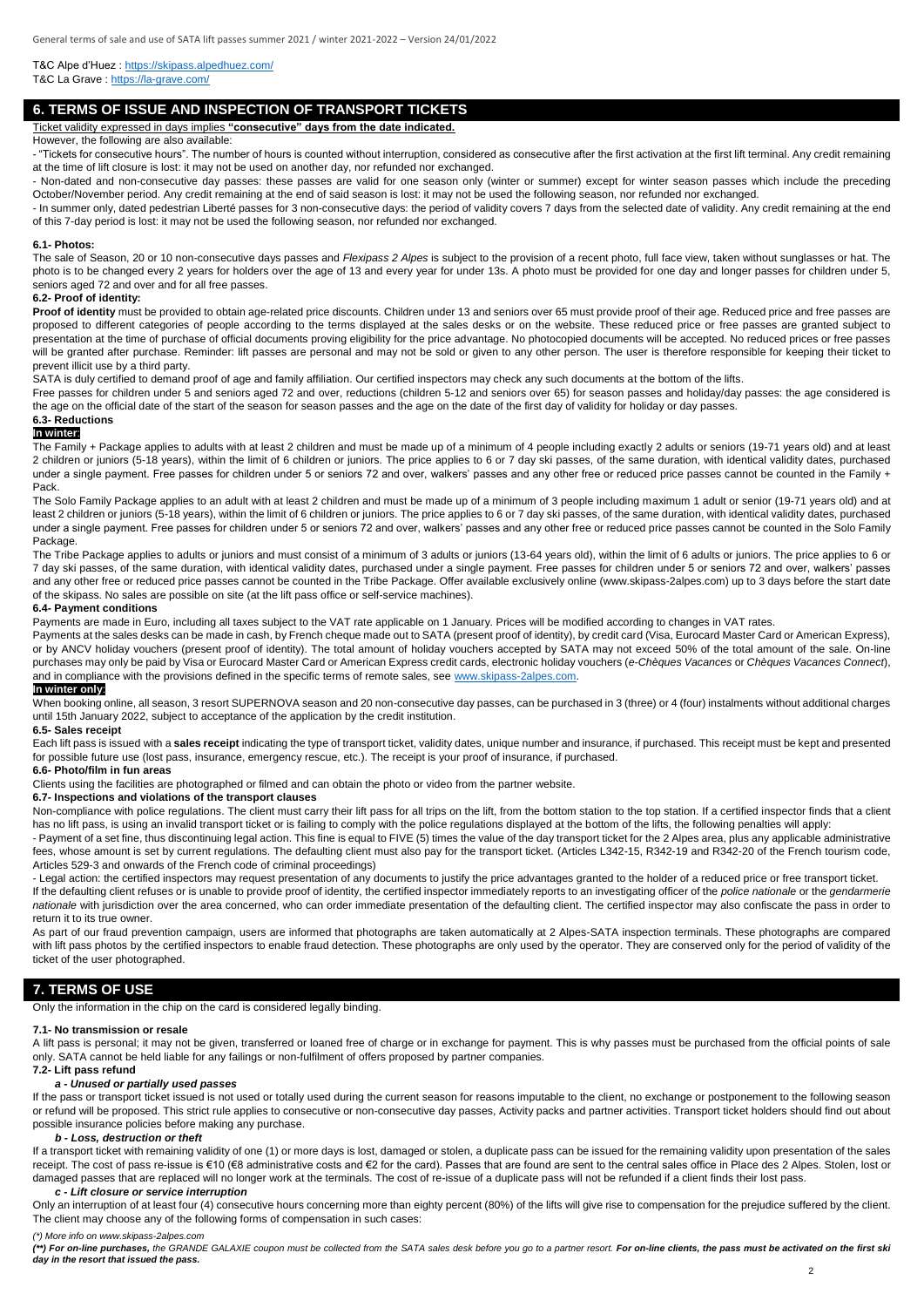T&C Alpe d'Huez : https://skipass.alpedhuez.com/
T&C La Grave : https://la-grave.com/

## 6. TERMS OF ISSUE AND INSPECTION OF TRANSPORT TICKETS

Ticket validity expressed in days implies **"consecutive" days from the date indicated.**

However, the following are also available:

- "Tickets for consecutive hours". The number of hours is counted without interruption, considered as consecutive after the first activation at the first lift terminal. Any credit remaining at the time of lift closure is lost: it may not be used on another day, nor refunded nor exchanged.
- Non-dated and non-consecutive day passes: these passes are valid for one season only (winter or summer) except for winter season passes which include the preceding October/November period. Any credit remaining at the end of said season is lost: it may not be used the following season, nor refunded nor exchanged.
- In summer only, dated pedestrian Liberté passes for 3 non-consecutive days: the period of validity covers 7 days from the selected date of validity. Any credit remaining at the end of this 7-day period is lost: it may not be used the following season, nor refunded nor exchanged.

### 6.1- Photos:

The sale of Season, 20 or 10 non-consecutive days passes and *Flexipass 2 Alpes* is subject to the provision of a recent photo, full face view, taken without sunglasses or hat. The photo is to be changed every 2 years for holders over the age of 13 and every year for under 13s. A photo must be provided for one day and longer passes for children under 5, seniors aged 72 and over and for all free passes.

### 6.2- Proof of identity:

**Proof of identity** must be provided to obtain age-related price discounts. Children under 13 and seniors over 65 must provide proof of their age. Reduced price and free passes are proposed to different categories of people according to the terms displayed at the sales desks or on the website. These reduced price or free passes are granted subject to presentation at the time of purchase of official documents proving eligibility for the price advantage. No photocopied documents will be accepted. No reduced prices or free passes will be granted after purchase. Reminder: lift passes are personal and may not be sold or given to any other person. The user is therefore responsible for keeping their ticket to prevent illicit use by a third party.

SATA is duly certified to demand proof of age and family affiliation. Our certified inspectors may check any such documents at the bottom of the lifts.

Free passes for children under 5 and seniors aged 72 and over, reductions (children 5-12 and seniors over 65) for season passes and holiday/day passes: the age considered is the age on the official date of the start of the season for season passes and the age on the date of the first day of validity for holiday or day passes.

### 6.3- Reductions

**In winter:**

The Family + Package applies to adults with at least 2 children and must be made up of a minimum of 4 people including exactly 2 adults or seniors (19-71 years old) and at least 2 children or juniors (5-18 years), within the limit of 6 children or juniors. The price applies to 6 or 7 day ski passes, of the same duration, with identical validity dates, purchased under a single payment. Free passes for children under 5 or seniors 72 and over, walkers' passes and any other free or reduced price passes cannot be counted in the Family + Pack.

The Solo Family Package applies to an adult with at least 2 children and must be made up of a minimum of 3 people including maximum 1 adult or senior (19-71 years old) and at least 2 children or juniors (5-18 years), within the limit of 6 children or juniors. The price applies to 6 or 7 day ski passes, of the same duration, with identical validity dates, purchased under a single payment. Free passes for children under 5 or seniors 72 and over, walkers' passes and any other free or reduced price passes cannot be counted in the Solo Family Package.

The Tribe Package applies to adults or juniors and must consist of a minimum of 3 adults or juniors (13-64 years old), within the limit of 6 adults or juniors. The price applies to 6 or 7 day ski passes, of the same duration, with identical validity dates, purchased under a single payment. Free passes for children under 5 or seniors 72 and over, walkers' passes and any other free or reduced price passes cannot be counted in the Tribe Package. Offer available exclusively online (www.skipass-2alpes.com) up to 3 days before the start date of the skipass. No sales are possible on site (at the lift pass office or self-service machines).

### 6.4- Payment conditions

Payments are made in Euro, including all taxes subject to the VAT rate applicable on 1 January. Prices will be modified according to changes in VAT rates.

Payments at the sales desks can be made in cash, by French cheque made out to SATA (present proof of identity), by credit card (Visa, Eurocard Master Card or American Express), or by ANCV holiday vouchers (present proof of identity). The total amount of holiday vouchers accepted by SATA may not exceed 50% of the total amount of the sale. On-line purchases may only be paid by Visa or Eurocard Master Card or American Express credit cards, electronic holiday vouchers (*e-Chèques Vacances* or *Chèques Vacances Connect*), and in compliance with the provisions defined in the specific terms of remote sales, see www.skipass-2alpes.com.

**In winter only:**

When booking online, all season, 3 resort SUPERNOVA season and 20 non-consecutive day passes, can be purchased in 3 (three) or 4 (four) instalments without additional charges until 15th January 2022, subject to acceptance of the application by the credit institution.

### 6.5- Sales receipt

Each lift pass is issued with a **sales receipt** indicating the type of transport ticket, validity dates, unique number and insurance, if purchased. This receipt must be kept and presented for possible future use (lost pass, insurance, emergency rescue, etc.). The receipt is your proof of insurance, if purchased.

### 6.6- Photo/film in fun areas

Clients using the facilities are photographed or filmed and can obtain the photo or video from the partner website.

### 6.7- Inspections and violations of the transport clauses

Non-compliance with police regulations. The client must carry their lift pass for all trips on the lift, from the bottom station to the top station. If a certified inspector finds that a client has no lift pass, is using an invalid transport ticket or is failing to comply with the police regulations displayed at the bottom of the lifts, the following penalties will apply:

- Payment of a set fine, thus discontinuing legal action. This fine is equal to FIVE (5) times the value of the day transport ticket for the 2 Alpes area, plus any applicable administrative fees, whose amount is set by current regulations. The defaulting client must also pay for the transport ticket. (Articles L342-15, R342-19 and R342-20 of the French tourism code, Articles 529-3 and onwards of the French code of criminal proceedings)
- Legal action: the certified inspectors may request presentation of any documents to justify the price advantages granted to the holder of a reduced price or free transport ticket.

If the defaulting client refuses or is unable to provide proof of identity, the certified inspector immediately reports to an investigating officer of the *police nationale* or the *gendarmerie nationale* with jurisdiction over the area concerned, who can order immediate presentation of the defaulting client. The certified inspector may also confiscate the pass in order to return it to its true owner.

As part of our fraud prevention campaign, users are informed that photographs are taken automatically at 2 Alpes-SATA inspection terminals. These photographs are compared with lift pass photos by the certified inspectors to enable fraud detection. These photographs are only used by the operator. They are conserved only for the period of validity of the ticket of the user photographed.

## 7. TERMS OF USE

Only the information in the chip on the card is considered legally binding.

### 7.1- No transmission or resale

A lift pass is personal; it may not be given, transferred or loaned free of charge or in exchange for payment. This is why passes must be purchased from the official points of sale only. SATA cannot be held liable for any failings or non-fulfilment of offers proposed by partner companies.

### 7.2- Lift pass refund

#### *a - Unused or partially used passes*

If the pass or transport ticket issued is not used or totally used during the current season for reasons imputable to the client, no exchange or postponement to the following season or refund will be proposed. This strict rule applies to consecutive or non-consecutive day passes, Activity packs and partner activities. Transport ticket holders should find out about possible insurance policies before making any purchase.

#### *b - Loss, destruction or theft*

If a transport ticket with remaining validity of one (1) or more days is lost, damaged or stolen, a duplicate pass can be issued for the remaining validity upon presentation of the sales receipt. The cost of pass re-issue is €10 (€8 administrative costs and €2 for the card). Passes that are found are sent to the central sales office in Place des 2 Alpes. Stolen, lost or damaged passes that are replaced will no longer work at the terminals. The cost of re-issue of a duplicate pass will not be refunded if a client finds their lost pass.

#### *c - Lift closure or service interruption*

Only an interruption of at least four (4) consecutive hours concerning more than eighty percent (80%) of the lifts will give rise to compensation for the prejudice suffered by the client. The client may choose any of the following forms of compensation in such cases:

*(\*) More info on www.skipass-2alpes.com*

*(\*\*) For on-line purchases, the GRANDE GALAXIE coupon must be collected from the SATA sales desk before you go to a partner resort.* ***For on-line clients, the pass must be activated on the first ski day in the resort that issued the pass.***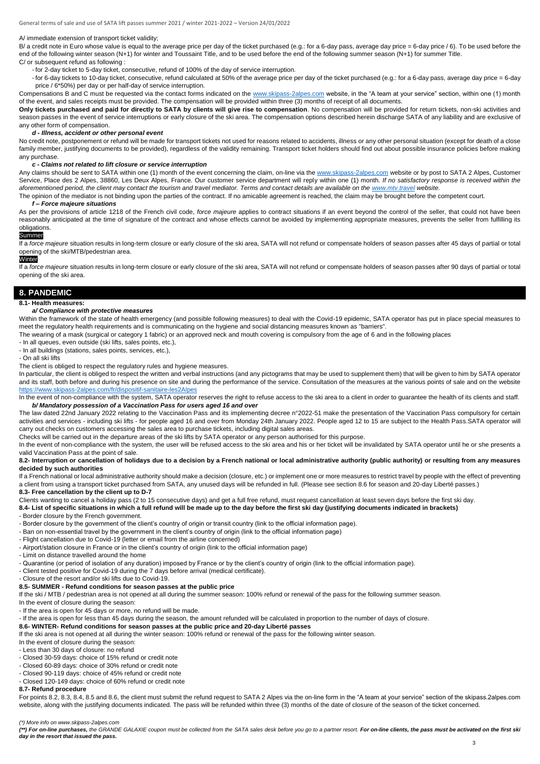A/ immediate extension of transport ticket validity;

B/ a credit note in Euro whose value is equal to the average price per day of the ticket purchased (e.g.: for a 6-day pass, average day price = 6-day price / 6). To be used before the end of the following winter season (N+1) for winter and Toussaint Title, and to be used before the end of the following summer season (N+1) for summer Title.

C/ or subsequent refund as following :

- for 2-day ticket to 5-day ticket, consecutive, refund of 100% of the day of service interruption.
- for 6-day tickets to 10-day ticket, consecutive, refund calculated at 50% of the average price per day of the ticket purchased (e.g.: for a 6-day pass, average day price = 6-day price / 6*50%) per day or per half-day of service interruption.

Compensations B and C must be requested via the contact forms indicated on the www.skipass-2alpes.com website, in the "A team at your service" section, within one (1) month of the event, and sales receipts must be provided. The compensation will be provided within three (3) months of receipt of all documents.

**Only tickets purchased and paid for directly to SATA by clients will give rise to compensation**. No compensation will be provided for return tickets, non-ski activities and season passes in the event of service interruptions or early closure of the ski area. The compensation options described herein discharge SATA of any liability and are exclusive of any other form of compensation.

***d - Illness, accident or other personal event***

No credit note, postponement or refund will be made for transport tickets not used for reasons related to accidents, illness or any other personal situation (except for death of a close family member, justifying documents to be provided), regardless of the validity remaining. Transport ticket holders should find out about possible insurance policies before making any purchase.

***c - Claims not related to lift closure or service interruption***

Any claims should be sent to SATA within one (1) month of the event concerning the claim, on-line via the www.skipass-2alpes.com website or by post to SATA 2 Alpes, Customer Service, Place des 2 Alpes, 38860, Les Deux Alpes, France. Our customer service department will reply within one (1) month. *If no satisfactory response is received within the aforementioned period, the client may contact the tourism and travel mediator. Terms and contact details are available on the www.mtv.travel website.*

The opinion of the mediator is not binding upon the parties of the contract. If no amicable agreement is reached, the claim may be brought before the competent court.

***f – Force majeure situations***

As per the provisions of article 1218 of the French civil code, *force majeure* applies to contract situations if an event beyond the control of the seller, that could not have been reasonably anticipated at the time of signature of the contract and whose effects cannot be avoided by implementing appropriate measures, prevents the seller from fulfilling its obligations.

Summer

If a *force majeure* situation results in long-term closure or early closure of the ski area, SATA will not refund or compensate holders of season passes after 45 days of partial or total opening of the ski/MTB/pedestrian area.

Winter

If a *force majeure* situation results in long-term closure or early closure of the ski area, SATA will not refund or compensate holders of season passes after 90 days of partial or total opening of the ski area.

## 8. PANDEMIC

### 8.1- Health measures:

***a/ Compliance with protective measures***

Within the framework of the state of health emergency (and possible following measures) to deal with the Covid-19 epidemic, SATA operator has put in place special measures to meet the regulatory health requirements and is communicating on the hygiene and social distancing measures known as "barriers".

The wearing of a mask (surgical or category 1 fabric) or an approved neck and mouth covering is compulsory from the age of 6 and in the following places

- In all queues, even outside (ski lifts, sales points, etc.),
- In all buildings (stations, sales points, services, etc.),
- On all ski lifts

The client is obliged to respect the regulatory rules and hygiene measures.

In particular, the client is obliged to respect the written and verbal instructions (and any pictograms that may be used to supplement them) that will be given to him by SATA operator and its staff, both before and during his presence on site and during the performance of the service. Consultation of the measures at the various points of sale and on the website https://www.skipass-2alpes.com/fr/dispositif-sanitaire-les2Alpes

In the event of non-compliance with the system, SATA operator reserves the right to refuse access to the ski area to a client in order to guarantee the health of its clients and staff.

***b/ Mandatory possession of a Vaccination Pass for users aged 16 and over***

The law dated 22nd January 2022 relating to the Vaccination Pass and its implementing decree n°2022-51 make the presentation of the Vaccination Pass compulsory for certain activities and services - including ski lifts - for people aged 16 and over from Monday 24th January 2022. People aged 12 to 15 are subject to the Health Pass.SATA operator will carry out checks on customers accessing the sales area to purchase tickets, including digital sales areas.

Checks will be carried out in the departure areas of the ski lifts by SATA operator or any person authorised for this purpose.

In the event of non-compliance with the system, the user will be refused access to the ski area and his or her ticket will be invalidated by SATA operator until he or she presents a valid Vaccination Pass at the point of sale.

### 8.2- Interruption or cancellation of holidays due to a decision by a French national or local administrative authority (public authority) or resulting from any measures decided by such authorities

If a French national or local administrative authority should make a decision (closure, etc.) or implement one or more measures to restrict travel by people with the effect of preventing a client from using a transport ticket purchased from SATA, any unused days will be refunded in full. (Please see section 8.6 for season and 20-day Liberté passes.)

### 8.3- Free cancellation by the client up to D-7

Clients wanting to cancel a holiday pass (2 to 15 consecutive days) and get a full free refund, must request cancellation at least seven days before the first ski day.

### 8.4- List of specific situations in which a full refund will be made up to the day before the first ski day (justifying documents indicated in brackets)

- Border closure by the French government.
- Border closure by the government of the client's country of origin or transit country (link to the official information page).
- Ban on non-essential travel by the government in the client's country of origin (link to the official information page)
- Flight cancellation due to Covid-19 (letter or email from the airline concerned)
- Airport/station closure in France or in the client's country of origin (link to the official information page)
- Limit on distance travelled around the home
- Quarantine (or period of isolation of any duration) imposed by France or by the client's country of origin (link to the official information page).
- Client tested positive for Covid-19 during the 7 days before arrival (medical certificate).
- Closure of the resort and/or ski lifts due to Covid-19.

### 8.5- SUMMER - Refund conditions for season passes at the public price

If the ski / MTB / pedestrian area is not opened at all during the summer season: 100% refund or renewal of the pass for the following summer season.

In the event of closure during the season:

- If the area is open for 45 days or more, no refund will be made.
- If the area is open for less than 45 days during the season, the amount refunded will be calculated in proportion to the number of days of closure.

### 8.6- WINTER- Refund conditions for season passes at the public price and 20-day Liberté passes

If the ski area is not opened at all during the winter season: 100% refund or renewal of the pass for the following winter season.

In the event of closure during the season:

- Less than 30 days of closure: no refund
- Closed 30-59 days: choice of 15% refund or credit note
- Closed 60-89 days: choice of 30% refund or credit note
- Closed 90-119 days: choice of 45% refund or credit note
- Closed 120-149 days: choice of 60% refund or credit note

### 8.7- Refund procedure

For points 8.2, 8.3, 8.4, 8.5 and 8.6, the client must submit the refund request to SATA 2 Alpes via the on-line form in the "A team at your service" section of the skipass.2alpes.com website, along with the justifying documents indicated. The pass will be refunded within three (3) months of the date of closure of the season of the ticket concerned.

*(*) More info on www.skipass-2alpes.com*

*(**) For on-line purchases, the GRANDE GALAXIE coupon must be collected from the SATA sales desk before you go to a partner resort.* ***For on-line clients, the pass must be activated on the first ski day in the resort that issued the pass.***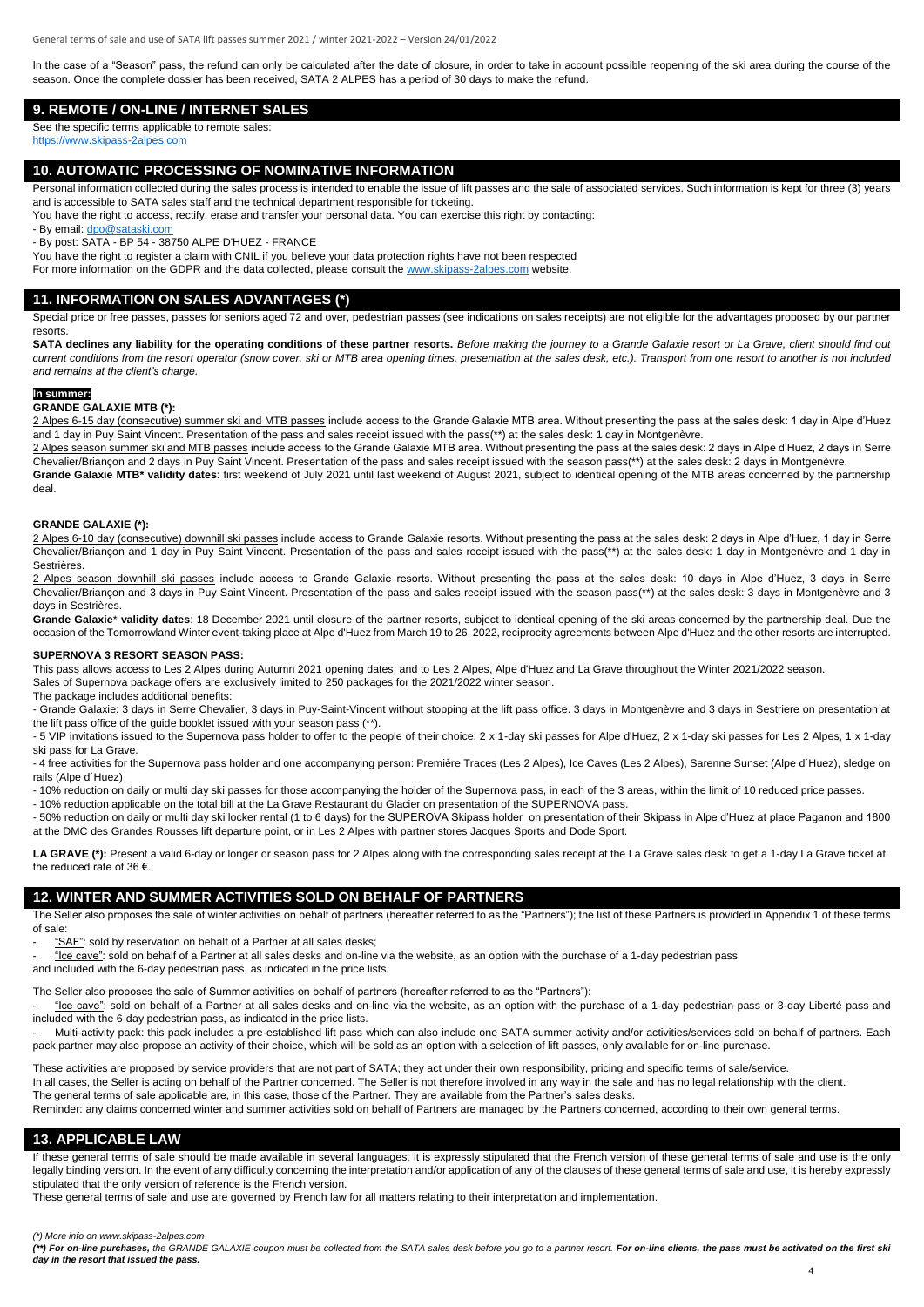In the case of a "Season" pass, the refund can only be calculated after the date of closure, in order to take in account possible reopening of the ski area during the course of the season. Once the complete dossier has been received, SATA 2 ALPES has a period of 30 days to make the refund.

## 9. REMOTE / ON-LINE / INTERNET SALES

See the specific terms applicable to remote sales:
https://www.skipass-2alpes.com

## 10. AUTOMATIC PROCESSING OF NOMINATIVE INFORMATION

Personal information collected during the sales process is intended to enable the issue of lift passes and the sale of associated services. Such information is kept for three (3) years and is accessible to SATA sales staff and the technical department responsible for ticketing.

You have the right to access, rectify, erase and transfer your personal data. You can exercise this right by contacting:

- By email: dpo@sataski.com
- By post: SATA - BP 54 - 38750 ALPE D'HUEZ - FRANCE

You have the right to register a claim with CNIL if you believe your data protection rights have not been respected

For more information on the GDPR and the data collected, please consult the www.skipass-2alpes.com website.

## 11. INFORMATION ON SALES ADVANTAGES (*)

Special price or free passes, passes for seniors aged 72 and over, pedestrian passes (see indications on sales receipts) are not eligible for the advantages proposed by our partner resorts.

**SATA declines any liability for the operating conditions of these partner resorts.** *Before making the journey to a Grande Galaxie resort or La Grave, client should find out current conditions from the resort operator (snow cover, ski or MTB area opening times, presentation at the sales desk, etc.). Transport from one resort to another is not included and remains at the client's charge.*

**In summer:**

**GRANDE GALAXIE MTB (*):**

2 Alpes 6-15 day (consecutive) summer ski and MTB passes include access to the Grande Galaxie MTB area. Without presenting the pass at the sales desk: 1 day in Alpe d'Huez and 1 day in Puy Saint Vincent. Presentation of the pass and sales receipt issued with the pass(**) at the sales desk: 1 day in Montgenèvre.

2 Alpes season summer ski and MTB passes include access to the Grande Galaxie MTB area. Without presenting the pass at the sales desk: 2 days in Alpe d'Huez, 2 days in Serre Chevalier/Briançon and 2 days in Puy Saint Vincent. Presentation of the pass and sales receipt issued with the season pass(**) at the sales desk: 2 days in Montgenèvre.

**Grande Galaxie MTB* validity dates**: first weekend of July 2021 until last weekend of August 2021, subject to identical opening of the MTB areas concerned by the partnership deal.

**GRANDE GALAXIE (*):**

2 Alpes 6-10 day (consecutive) downhill ski passes include access to Grande Galaxie resorts. Without presenting the pass at the sales desk: 2 days in Alpe d'Huez, 1 day in Serre Chevalier/Briançon and 1 day in Puy Saint Vincent. Presentation of the pass and sales receipt issued with the pass(**) at the sales desk: 1 day in Montgenèvre and 1 day in Sestrières.

2 Alpes season downhill ski passes include access to Grande Galaxie resorts. Without presenting the pass at the sales desk: 10 days in Alpe d'Huez, 3 days in Serre Chevalier/Briançon and 3 days in Puy Saint Vincent. Presentation of the pass and sales receipt issued with the season pass(**) at the sales desk: 3 days in Montgenèvre and 3 days in Sestrières.

**Grande Galaxie* validity dates**: 18 December 2021 until closure of the partner resorts, subject to identical opening of the ski areas concerned by the partnership deal. Due the occasion of the Tomorrowland Winter event-taking place at Alpe d'Huez from March 19 to 26, 2022, reciprocity agreements between Alpe d'Huez and the other resorts are interrupted.

**SUPERNOVA 3 RESORT SEASON PASS:**

This pass allows access to Les 2 Alpes during Autumn 2021 opening dates, and to Les 2 Alpes, Alpe d'Huez and La Grave throughout the Winter 2021/2022 season.

Sales of Supernova package offers are exclusively limited to 250 packages for the 2021/2022 winter season.

The package includes additional benefits:

- Grande Galaxie: 3 days in Serre Chevalier, 3 days in Puy-Saint-Vincent without stopping at the lift pass office. 3 days in Montgenèvre and 3 days in Sestriere on presentation at the lift pass office of the guide booklet issued with your season pass (**).
- 5 VIP invitations issued to the Supernova pass holder to offer to the people of their choice: 2 x 1-day ski passes for Alpe d'Huez, 2 x 1-day ski passes for Les 2 Alpes, 1 x 1-day ski pass for La Grave.
- 4 free activities for the Supernova pass holder and one accompanying person: Première Traces (Les 2 Alpes), Ice Caves (Les 2 Alpes), Sarenne Sunset (Alpe d´Huez), sledge on rails (Alpe d´Huez)
- 10% reduction on daily or multi day ski passes for those accompanying the holder of the Supernova pass, in each of the 3 areas, within the limit of 10 reduced price passes.
- 10% reduction applicable on the total bill at the La Grave Restaurant du Glacier on presentation of the SUPERNOVA pass.
- 50% reduction on daily or multi day ski locker rental (1 to 6 days) for the SUPEROVA Skipass holder on presentation of their Skipass in Alpe d'Huez at place Paganon and 1800 at the DMC des Grandes Rousses lift departure point, or in Les 2 Alpes with partner stores Jacques Sports and Dode Sport.

**LA GRAVE (*):** Present a valid 6-day or longer or season pass for 2 Alpes along with the corresponding sales receipt at the La Grave sales desk to get a 1-day La Grave ticket at the reduced rate of 36 €.

## 12. WINTER AND SUMMER ACTIVITIES SOLD ON BEHALF OF PARTNERS

The Seller also proposes the sale of winter activities on behalf of partners (hereafter referred to as the "Partners"); the list of these Partners is provided in Appendix 1 of these terms of sale:

- "SAF": sold by reservation on behalf of a Partner at all sales desks;
- "Ice cave": sold on behalf of a Partner at all sales desks and on-line via the website, as an option with the purchase of a 1-day pedestrian pass

and included with the 6-day pedestrian pass, as indicated in the price lists.

The Seller also proposes the sale of Summer activities on behalf of partners (hereafter referred to as the "Partners"):

- "Ice cave": sold on behalf of a Partner at all sales desks and on-line via the website, as an option with the purchase of a 1-day pedestrian pass or 3-day Liberté pass and included with the 6-day pedestrian pass, as indicated in the price lists.
- Multi-activity pack: this pack includes a pre-established lift pass which can also include one SATA summer activity and/or activities/services sold on behalf of partners. Each pack partner may also propose an activity of their choice, which will be sold as an option with a selection of lift passes, only available for on-line purchase.

These activities are proposed by service providers that are not part of SATA; they act under their own responsibility, pricing and specific terms of sale/service.

In all cases, the Seller is acting on behalf of the Partner concerned. The Seller is not therefore involved in any way in the sale and has no legal relationship with the client.

The general terms of sale applicable are, in this case, those of the Partner. They are available from the Partner's sales desks.

Reminder: any claims concerned winter and summer activities sold on behalf of Partners are managed by the Partners concerned, according to their own general terms.

## 13. APPLICABLE LAW

If these general terms of sale should be made available in several languages, it is expressly stipulated that the French version of these general terms of sale and use is the only legally binding version. In the event of any difficulty concerning the interpretation and/or application of any of the clauses of these general terms of sale and use, it is hereby expressly stipulated that the only version of reference is the French version.

These general terms of sale and use are governed by French law for all matters relating to their interpretation and implementation.

*(*) More info on www.skipass-2alpes.com*

***(**) For on-line purchases,*** *the GRANDE GALAXIE coupon must be collected from the SATA sales desk before you go to a partner resort.* ***For on-line clients, the pass must be activated on the first ski day in the resort that issued the pass.***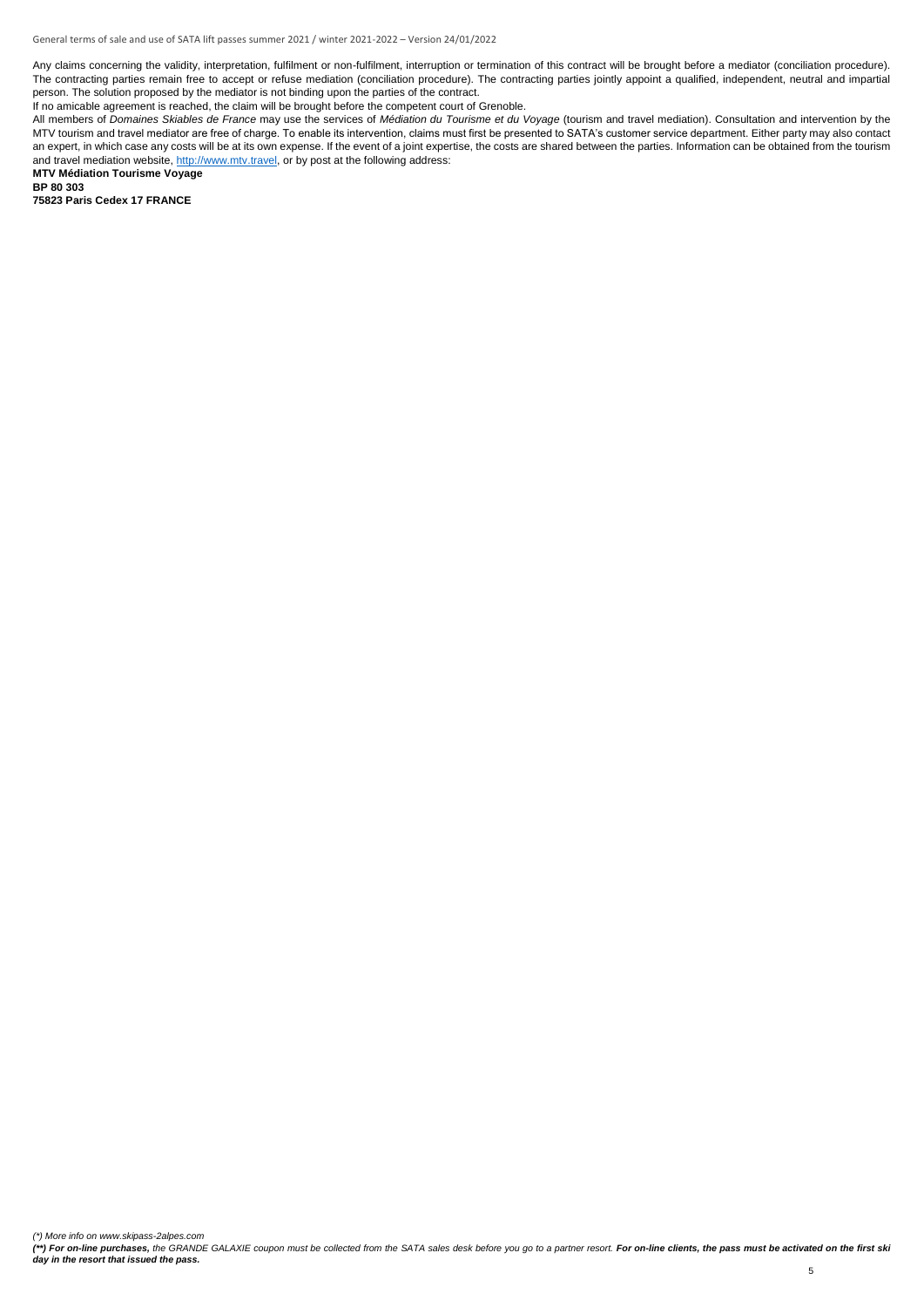Any claims concerning the validity, interpretation, fulfilment or non-fulfilment, interruption or termination of this contract will be brought before a mediator (conciliation procedure). The contracting parties remain free to accept or refuse mediation (conciliation procedure). The contracting parties jointly appoint a qualified, independent, neutral and impartial person. The solution proposed by the mediator is not binding upon the parties of the contract.

If no amicable agreement is reached, the claim will be brought before the competent court of Grenoble.

All members of *Domaines Skiables de France* may use the services of *Médiation du Tourisme et du Voyage* (tourism and travel mediation). Consultation and intervention by the MTV tourism and travel mediator are free of charge. To enable its intervention, claims must first be presented to SATA's customer service department. Either party may also contact an expert, in which case any costs will be at its own expense. If the event of a joint expertise, the costs are shared between the parties. Information can be obtained from the tourism and travel mediation website, http://www.mtv.travel, or by post at the following address:

**MTV Médiation Tourisme Voyage**
**BP 80 303**
**75823 Paris Cedex 17 FRANCE**

*(\*) More info on www.skipass-2alpes.com*

***(\*\*) For on-line purchases,** the GRANDE GALAXIE coupon must be collected from the SATA sales desk before you go to a partner resort. **For on-line clients, the pass must be activated on the first ski day in the resort that issued the pass.***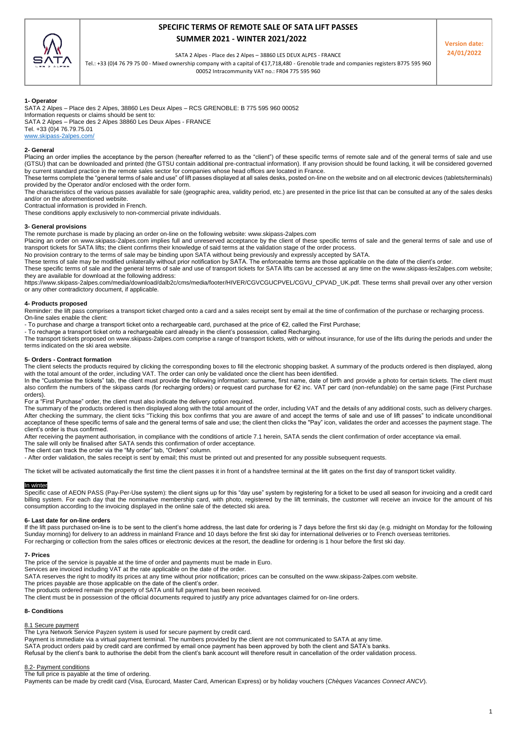# SPECIFIC TERMS OF REMOTE SALE OF SATA LIFT PASSES

## SUMMER 2021 - WINTER 2021/2022

SATA 2 Alpes - Place des 2 Alpes – 38860 LES DEUX ALPES - FRANCE

Tel.: +33 (0)4 76 79 75 00 - Mixed ownership company with a capital of €17,718,480 - Grenoble trade and companies registers B775 595 960 00052 Intracommunity VAT no.: FR04 775 595 960

**Version date: 24/01/2022**

### 1- Operator

SATA 2 Alpes – Place des 2 Alpes, 38860 Les Deux Alpes – RCS GRENOBLE: B 775 595 960 00052
Information requests or claims should be sent to:
SATA 2 Alpes – Place des 2 Alpes 38860 Les Deux Alpes - FRANCE
Tel. +33 (0)4 76.79.75.01
www.skipass-2alpes.com/

### 2- General

Placing an order implies the acceptance by the person (hereafter referred to as the "client") of these specific terms of remote sale and of the general terms of sale and use (GTSU) that can be downloaded and printed (the GTSU contain additional pre-contractual information). If any provision should be found lacking, it will be considered governed by current standard practice in the remote sales sector for companies whose head offices are located in France.

These terms complete the "general terms of sale and use" of lift passes displayed at all sales desks, posted on-line on the website and on all electronic devices (tablets/terminals) provided by the Operator and/or enclosed with the order form.

The characteristics of the various passes available for sale (geographic area, validity period, etc.) are presented in the price list that can be consulted at any of the sales desks and/or on the aforementioned website.

Contractual information is provided in French.

These conditions apply exclusively to non-commercial private individuals.

### 3- General provisions

The remote purchase is made by placing an order on-line on the following website: www.skipass-2alpes.com

Placing an order on www.skipass-2alpes.com implies full and unreserved acceptance by the client of these specific terms of sale and the general terms of sale and use of transport tickets for SATA lifts; the client confirms their knowledge of said terms at the validation stage of the order process.

No provision contrary to the terms of sale may be binding upon SATA without being previously and expressly accepted by SATA.

These terms of sale may be modified unilaterally without prior notification by SATA. The enforceable terms are those applicable on the date of the client's order.

These specific terms of sale and the general terms of sale and use of transport tickets for SATA lifts can be accessed at any time on the www.skipass-les2alpes.com website; they are available for download at the following address:

https://www.skipass-2alpes.com/media/download/dalb2c/cms/media/footer/HIVER/CGVCGUCPVEL/CGVU_CPVAD_UK.pdf. These terms shall prevail over any other version or any other contradictory document, if applicable.

### 4- Products proposed

Reminder: the lift pass comprises a transport ticket charged onto a card and a sales receipt sent by email at the time of confirmation of the purchase or recharging process.

On-line sales enable the client:

- To purchase and charge a transport ticket onto a rechargeable card, purchased at the price of €2, called the First Purchase;
- To recharge a transport ticket onto a rechargeable card already in the client's possession, called Recharging.

The transport tickets proposed on www.skipass-2alpes.com comprise a range of transport tickets, with or without insurance, for use of the lifts during the periods and under the terms indicated on the ski area website.

### 5- Orders - Contract formation

The client selects the products required by clicking the corresponding boxes to fill the electronic shopping basket. A summary of the products ordered is then displayed, along with the total amount of the order, including VAT. The order can only be validated once the client has been identified.

In the "Customise the tickets" tab, the client must provide the following information: surname, first name, date of birth and provide a photo for certain tickets. The client must also confirm the numbers of the skipass cards (for recharging orders) or request card purchase for €2 inc. VAT per card (non-refundable) on the same page (First Purchase orders).

For a "First Purchase" order, the client must also indicate the delivery option required.

The summary of the products ordered is then displayed along with the total amount of the order, including VAT and the details of any additional costs, such as delivery charges. After checking the summary, the client ticks "Ticking this box confirms that you are aware of and accept the terms of sale and use of lift passes" to indicate unconditional acceptance of these specific terms of sale and the general terms of sale and use; the client then clicks the "Pay" icon, validates the order and accesses the payment stage. The client's order is thus confirmed.

After receiving the payment authorisation, in compliance with the conditions of article 7.1 herein, SATA sends the client confirmation of order acceptance via email.

The sale will only be finalised after SATA sends this confirmation of order acceptance.

The client can track the order via the "My order" tab, "Orders" column.

- After order validation, the sales receipt is sent by email; this must be printed out and presented for any possible subsequent requests.

The ticket will be activated automatically the first time the client passes it in front of a handsfree terminal at the lift gates on the first day of transport ticket validity.

In winter

Specific case of AEON PASS (Pay-Per-Use system): the client signs up for this "day use" system by registering for a ticket to be used all season for invoicing and a credit card billing system. For each day that the nominative membership card, with photo, registered by the lift terminals, the customer will receive an invoice for the amount of his consumption according to the invoicing displayed in the online sale of the detected ski area.

### 6- Last date for on-line orders

If the lift pass purchased on-line is to be sent to the client's home address, the last date for ordering is 7 days before the first ski day (e.g. midnight on Monday for the following Sunday morning) for delivery to an address in mainland France and 10 days before the first ski day for international deliveries or to French overseas territories.

For recharging or collection from the sales offices or electronic devices at the resort, the deadline for ordering is 1 hour before the first ski day.

### 7- Prices

The price of the service is payable at the time of order and payments must be made in Euro.

Services are invoiced including VAT at the rate applicable on the date of the order.

SATA reserves the right to modify its prices at any time without prior notification; prices can be consulted on the www.skipass-2alpes.com website.

The prices payable are those applicable on the date of the client's order.

The products ordered remain the property of SATA until full payment has been received.

The client must be in possession of the official documents required to justify any price advantages claimed for on-line orders.

### 8- Conditions

#### 8.1 Secure payment

The Lyra Network Service Payzen system is used for secure payment by credit card.

Payment is immediate via a virtual payment terminal. The numbers provided by the client are not communicated to SATA at any time.

SATA product orders paid by credit card are confirmed by email once payment has been approved by both the client and SATA's banks.

Refusal by the client's bank to authorise the debit from the client's bank account will therefore result in cancellation of the order validation process.

#### 8.2- Payment conditions

The full price is payable at the time of ordering.

Payments can be made by credit card (Visa, Eurocard, Master Card, American Express) or by holiday vouchers (*Chèques Vacances Connect ANCV*).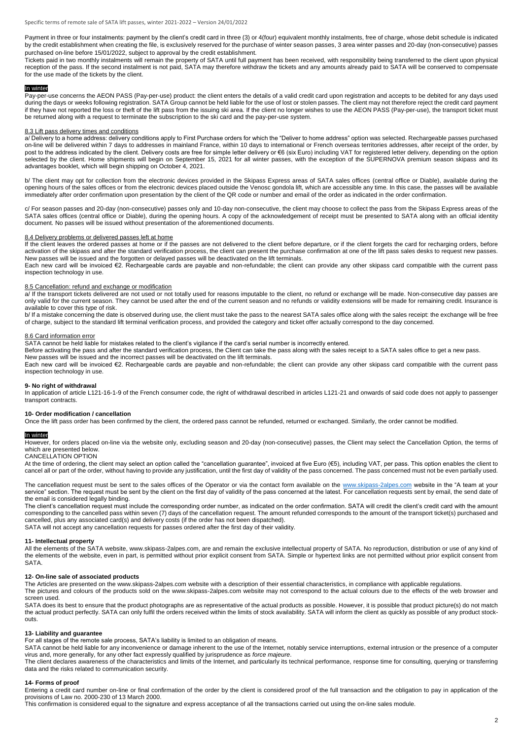Payment in three or four instalments: payment by the client's credit card in three (3) or 4(four) equivalent monthly instalments, free of charge, whose debit schedule is indicated by the credit establishment when creating the file, is exclusively reserved for the purchase of winter season passes, 3 area winter passes and 20-day (non-consecutive) passes purchased on-line before 15/01/2022, subject to approval by the credit establishment.

Tickets paid in two monthly instalments will remain the property of SATA until full payment has been received, with responsibility being transferred to the client upon physical reception of the pass. If the second instalment is not paid, SATA may therefore withdraw the tickets and any amounts already paid to SATA will be conserved to compensate for the use made of the tickets by the client.

In winter

Pay-per-use concerns the AEON PASS (Pay-per-use) product: the client enters the details of a valid credit card upon registration and accepts to be debited for any days used during the days or weeks following registration. SATA Group cannot be held liable for the use of lost or stolen passes. The client may not therefore reject the credit card payment if they have not reported the loss or theft of the lift pass from the issuing ski area. If the client no longer wishes to use the AEON PASS (Pay-per-use), the transport ticket must be returned along with a request to terminate the subscription to the ski card and the pay-per-use system.

#### 8.3 Lift pass delivery times and conditions

a/ Delivery to a home address: delivery conditions apply to First Purchase orders for which the "Deliver to home address" option was selected. Rechargeable passes purchased on-line will be delivered within 7 days to addresses in mainland France, within 10 days to international or French overseas territories addresses, after receipt of the order, by post to the address indicated by the client. Delivery costs are free for simple letter delivery or €6 (six Euro) including VAT for registered letter delivery, depending on the option selected by the client. Home shipments will begin on September 15, 2021 for all winter passes, with the exception of the SUPERNOVA premium season skipass and its advantages booklet, which will begin shipping on October 4, 2021.

b/ The client may opt for collection from the electronic devices provided in the Skipass Express areas of SATA sales offices (central office or Diable), available during the opening hours of the sales offices or from the electronic devices placed outside the Venosc gondola lift, which are accessible any time. In this case, the passes will be available immediately after order confirmation upon presentation by the client of the QR code or number and email of the order as indicated in the order confirmation.

c/ For season passes and 20-day (non-consecutive) passes only and 10-day non-consecutive, the client may choose to collect the pass from the Skipass Express areas of the SATA sales offices (central office or Diable), during the opening hours. A copy of the acknowledgement of receipt must be presented to SATA along with an official identity document. No passes will be issued without presentation of the aforementioned documents.

#### 8.4 Delivery problems or delivered passes left at home

If the client leaves the ordered passes at home or if the passes are not delivered to the client before departure, or if the client forgets the card for recharging orders, before activation of the skipass and after the standard verification process, the client can present the purchase confirmation at one of the lift pass sales desks to request new passes. New passes will be issued and the forgotten or delayed passes will be deactivated on the lift terminals.

Each new card will be invoiced €2. Rechargeable cards are payable and non-refundable; the client can provide any other skipass card compatible with the current pass inspection technology in use.

#### 8.5 Cancellation: refund and exchange or modification

a/ If the transport tickets delivered are not used or not totally used for reasons imputable to the client, no refund or exchange will be made. Non-consecutive day passes are only valid for the current season. They cannot be used after the end of the current season and no refunds or validity extensions will be made for remaining credit. Insurance is available to cover this type of risk.

b/ If a mistake concerning the date is observed during use, the client must take the pass to the nearest SATA sales office along with the sales receipt: the exchange will be free of charge, subject to the standard lift terminal verification process, and provided the category and ticket offer actually correspond to the day concerned.

#### 8.6 Card information error

SATA cannot be held liable for mistakes related to the client's vigilance if the card's serial number is incorrectly entered.

Before activating the pass and after the standard verification process, the Client can take the pass along with the sales receipt to a SATA sales office to get a new pass.

New passes will be issued and the incorrect passes will be deactivated on the lift terminals.

Each new card will be invoiced €2. Rechargeable cards are payable and non-refundable; the client can provide any other skipass card compatible with the current pass inspection technology in use.

## 9- No right of withdrawal

In application of article L121-16-1-9 of the French consumer code, the right of withdrawal described in articles L121-21 and onwards of said code does not apply to passenger transport contracts.

## 10- Order modification / cancellation

Once the lift pass order has been confirmed by the client, the ordered pass cannot be refunded, returned or exchanged. Similarly, the order cannot be modified.

In winter

However, for orders placed on-line via the website only, excluding season and 20-day (non-consecutive) passes, the Client may select the Cancellation Option, the terms of which are presented below.

CANCELLATION OPTION

At the time of ordering, the client may select an option called the "cancellation guarantee", invoiced at five Euro (€5), including VAT, per pass. This option enables the client to cancel all or part of the order, without having to provide any justification, until the first day of validity of the pass concerned. The pass concerned must not be even partially used.

The cancellation request must be sent to the sales offices of the Operator or via the contact form available on the www.skipass-2alpes.com website in the "A team at your service" section. The request must be sent by the client on the first day of validity of the pass concerned at the latest. For cancellation requests sent by email, the send date of the email is considered legally binding.

The client's cancellation request must include the corresponding order number, as indicated on the order confirmation. SATA will credit the client's credit card with the amount corresponding to the cancelled pass within seven (7) days of the cancellation request. The amount refunded corresponds to the amount of the transport ticket(s) purchased and cancelled, plus any associated card(s) and delivery costs (if the order has not been dispatched).

SATA will not accept any cancellation requests for passes ordered after the first day of their validity.

## 11- Intellectual property

All the elements of the SATA website, www.skipass-2alpes.com, are and remain the exclusive intellectual property of SATA. No reproduction, distribution or use of any kind of the elements of the website, even in part, is permitted without prior explicit consent from SATA. Simple or hypertext links are not permitted without prior explicit consent from SATA.

## 12- On-line sale of associated products

The Articles are presented on the www.skipass-2alpes.com website with a description of their essential characteristics, in compliance with applicable regulations.

The pictures and colours of the products sold on the www.skipass-2alpes.com website may not correspond to the actual colours due to the effects of the web browser and screen used.

SATA does its best to ensure that the product photographs are as representative of the actual products as possible. However, it is possible that product picture(s) do not match the actual product perfectly. SATA can only fulfil the orders received within the limits of stock availability. SATA will inform the client as quickly as possible of any product stock-outs.

## 13- Liability and guarantee

For all stages of the remote sale process, SATA's liability is limited to an obligation of means.

SATA cannot be held liable for any inconvenience or damage inherent to the use of the Internet, notably service interruptions, external intrusion or the presence of a computer virus and, more generally, for any other fact expressly qualified by jurisprudence as *force majeure*.

The client declares awareness of the characteristics and limits of the Internet, and particularly its technical performance, response time for consulting, querying or transferring data and the risks related to communication security.

## 14- Forms of proof

Entering a credit card number on-line or final confirmation of the order by the client is considered proof of the full transaction and the obligation to pay in application of the provisions of Law no. 2000-230 of 13 March 2000.

This confirmation is considered equal to the signature and express acceptance of all the transactions carried out using the on-line sales module.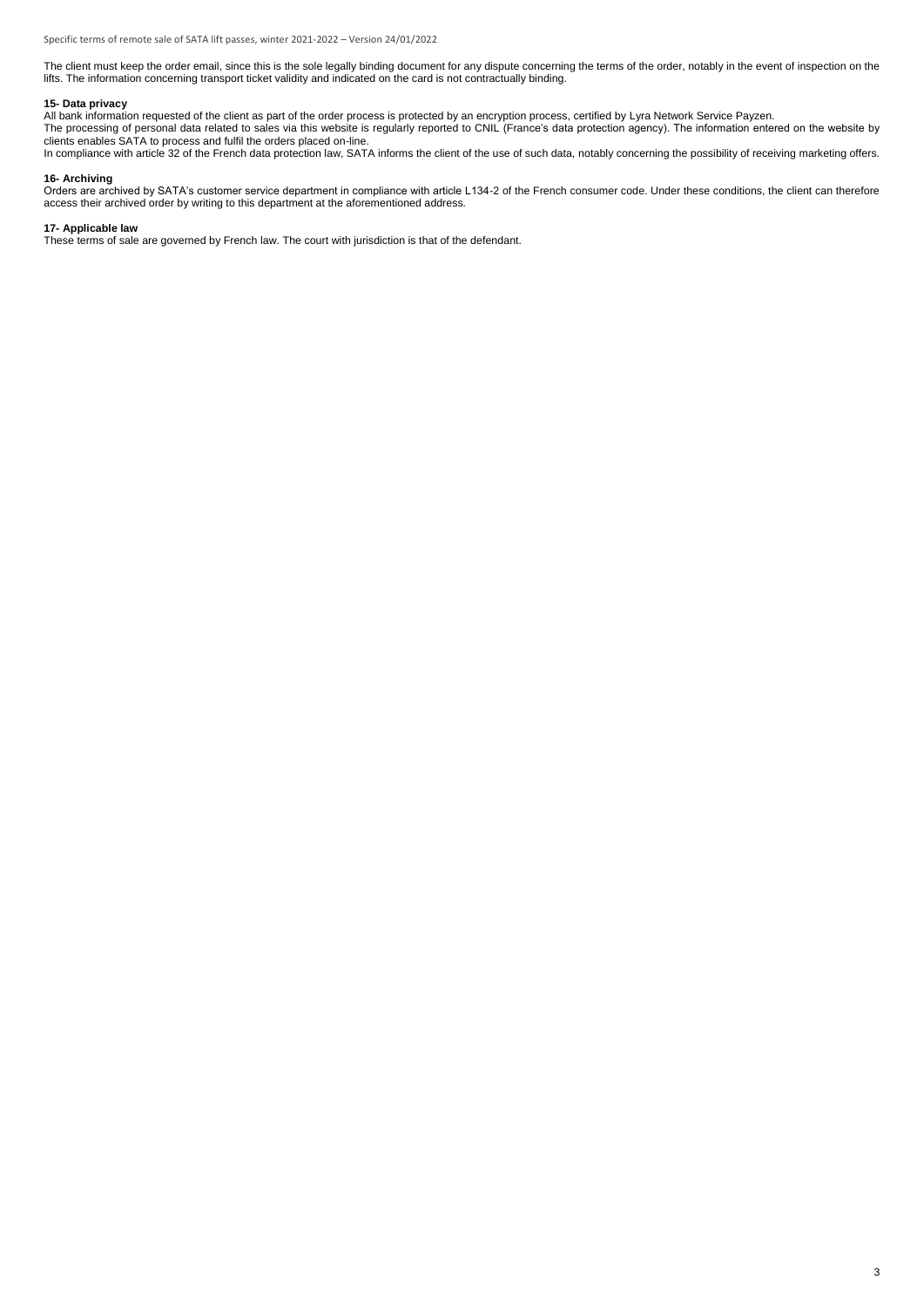The client must keep the order email, since this is the sole legally binding document for any dispute concerning the terms of the order, notably in the event of inspection on the lifts. The information concerning transport ticket validity and indicated on the card is not contractually binding.

**15- Data privacy**

All bank information requested of the client as part of the order process is protected by an encryption process, certified by Lyra Network Service Payzen.

The processing of personal data related to sales via this website is regularly reported to CNIL (France's data protection agency). The information entered on the website by clients enables SATA to process and fulfil the orders placed on-line.

In compliance with article 32 of the French data protection law, SATA informs the client of the use of such data, notably concerning the possibility of receiving marketing offers.

**16- Archiving**

Orders are archived by SATA's customer service department in compliance with article L134-2 of the French consumer code. Under these conditions, the client can therefore access their archived order by writing to this department at the aforementioned address.

**17- Applicable law**

These terms of sale are governed by French law. The court with jurisdiction is that of the defendant.